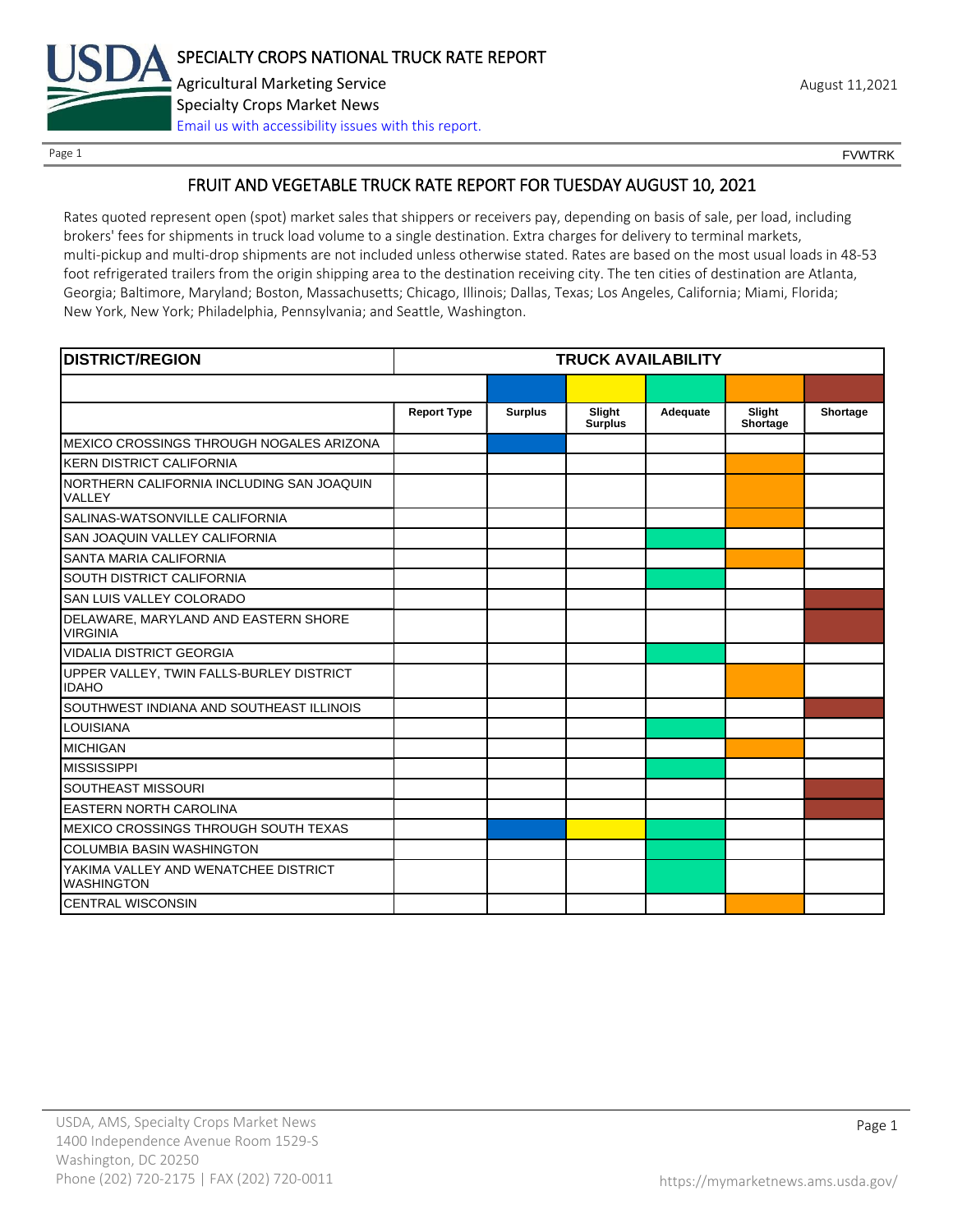SPECIALTY CROPS NATIONAL TRUCK RATE REPORT

Agricultural Marketing Service

Specialty Crops Market News

Email us with accessibility issues with this report.

August 11,2021

FVWTRK

# FRUIT AND VEGETABLE TRUCK RATE REPORT FOR TUESDAY AUGUST 10, 2021

Rates quoted represent open (spot) market sales that shippers or receivers pay, depending on basis of sale, per load, including brokers' fees for shipments in truck load volume to a single destination. Extra charges for delivery to terminal markets, multi-pickup and multi-drop shipments are not included unless otherwise stated. Rates are based on the most usual loads in 48-53 foot refrigerated trailers from the origin shipping area to the destination receiving city. The ten cities of destination are Atlanta, Georgia; Baltimore, Maryland; Boston, Massachusetts; Chicago, Illinois; Dallas, Texas; Los Angeles, California; Miami, Florida; New York, New York; Philadelphia, Pennsylvania; and Seattle, Washington.

| DISTRICT/REGION | TRUCK AVAILABILITY | | | | | |
|---|---|---|---|---|---|---|
| | Report Type | Surplus | Slight Surplus | Adequate | Slight Shortage | Shortage |
| MEXICO CROSSINGS THROUGH NOGALES ARIZONA | | X | | | | |
| KERN DISTRICT CALIFORNIA | | | | | X | |
| NORTHERN CALIFORNIA INCLUDING SAN JOAQUIN VALLEY | | | | | X | |
| SALINAS-WATSONVILLE CALIFORNIA | | | | | X | |
| SAN JOAQUIN VALLEY CALIFORNIA | | | | X | | |
| SANTA MARIA CALIFORNIA | | | | | X | |
| SOUTH DISTRICT CALIFORNIA | | | | X | | |
| SAN LUIS VALLEY COLORADO | | | | | | X |
| DELAWARE, MARYLAND AND EASTERN SHORE VIRGINIA | | | | | | X |
| VIDALIA DISTRICT GEORGIA | | | | X | | |
| UPPER VALLEY, TWIN FALLS-BURLEY DISTRICT IDAHO | | | | | X | |
| SOUTHWEST INDIANA AND SOUTHEAST ILLINOIS | | | | | | X |
| LOUISIANA | | | | X | | |
| MICHIGAN | | | | | X | |
| MISSISSIPPI | | | | X | | |
| SOUTHEAST MISSOURI | | | | | | X |
| EASTERN NORTH CAROLINA | | | | | | X |
| MEXICO CROSSINGS THROUGH SOUTH TEXAS | | X | X | X | | |
| COLUMBIA BASIN WASHINGTON | | | | X | | |
| YAKIMA VALLEY AND WENATCHEE DISTRICT WASHINGTON | | | | X | | |
| CENTRAL WISCONSIN | | | | | X | |

USDA, AMS, Specialty Crops Market News
1400 Independence Avenue Room 1529-S
Washington, DC 20250
Phone (202) 720-2175 | FAX (202) 720-0011

https://mymarketnews.ams.usda.gov/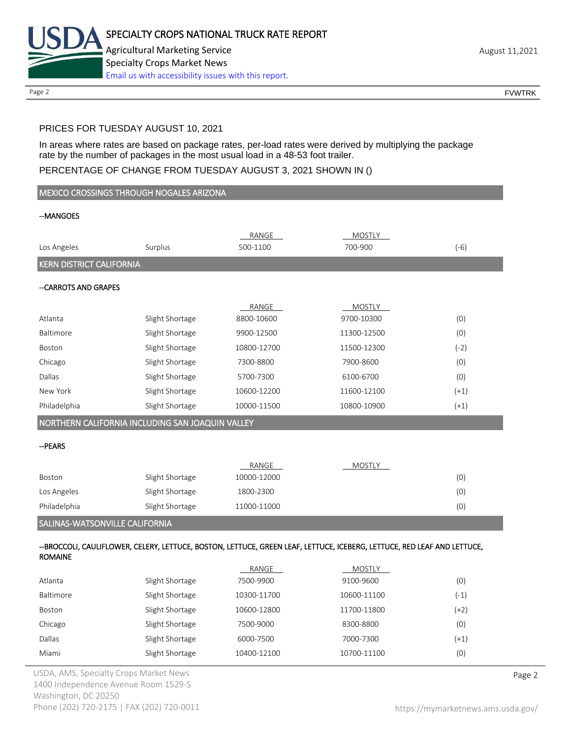PRICES FOR TUESDAY AUGUST 10, 2021

In areas where rates are based on package rates, per-load rates were derived by multiplying the package rate by the number of packages in the most usual load in a 48-53 foot trailer.

PERCENTAGE OF CHANGE FROM TUESDAY AUGUST 3, 2021 SHOWN IN ()

## MEXICO CROSSINGS THROUGH NOGALES ARIZONA

--MANGOES

| | | RANGE | MOSTLY | |
|---|---|---|---|---|
| Los Angeles | Surplus | 500-1100 | 700-900 | (-6) |

## KERN DISTRICT CALIFORNIA

--CARROTS AND GRAPES

| | | RANGE | MOSTLY | |
|---|---|---|---|---|
| Atlanta | Slight Shortage | 8800-10600 | 9700-10300 | (0) |
| Baltimore | Slight Shortage | 9900-12500 | 11300-12500 | (0) |
| Boston | Slight Shortage | 10800-12700 | 11500-12300 | (-2) |
| Chicago | Slight Shortage | 7300-8800 | 7900-8600 | (0) |
| Dallas | Slight Shortage | 5700-7300 | 6100-6700 | (0) |
| New York | Slight Shortage | 10600-12200 | 11600-12100 | (+1) |
| Philadelphia | Slight Shortage | 10000-11500 | 10800-10900 | (+1) |

## NORTHERN CALIFORNIA INCLUDING SAN JOAQUIN VALLEY

--PEARS

| | | RANGE | MOSTLY | |
|---|---|---|---|---|
| Boston | Slight Shortage | 10000-12000 | | (0) |
| Los Angeles | Slight Shortage | 1800-2300 | | (0) |
| Philadelphia | Slight Shortage | 11000-11000 | | (0) |

## SALINAS-WATSONVILLE CALIFORNIA

--BROCCOLI, CAULIFLOWER, CELERY, LETTUCE, BOSTON, LETTUCE, GREEN LEAF, LETTUCE, ICEBERG, LETTUCE, RED LEAF AND LETTUCE, ROMAINE

| | | RANGE | MOSTLY | |
|---|---|---|---|---|
| Atlanta | Slight Shortage | 7500-9900 | 9100-9600 | (0) |
| Baltimore | Slight Shortage | 10300-11700 | 10600-11100 | (-1) |
| Boston | Slight Shortage | 10600-12800 | 11700-11800 | (+2) |
| Chicago | Slight Shortage | 7500-9000 | 8300-8800 | (0) |
| Dallas | Slight Shortage | 6000-7500 | 7000-7300 | (+1) |
| Miami | Slight Shortage | 10400-12100 | 10700-11100 | (0) |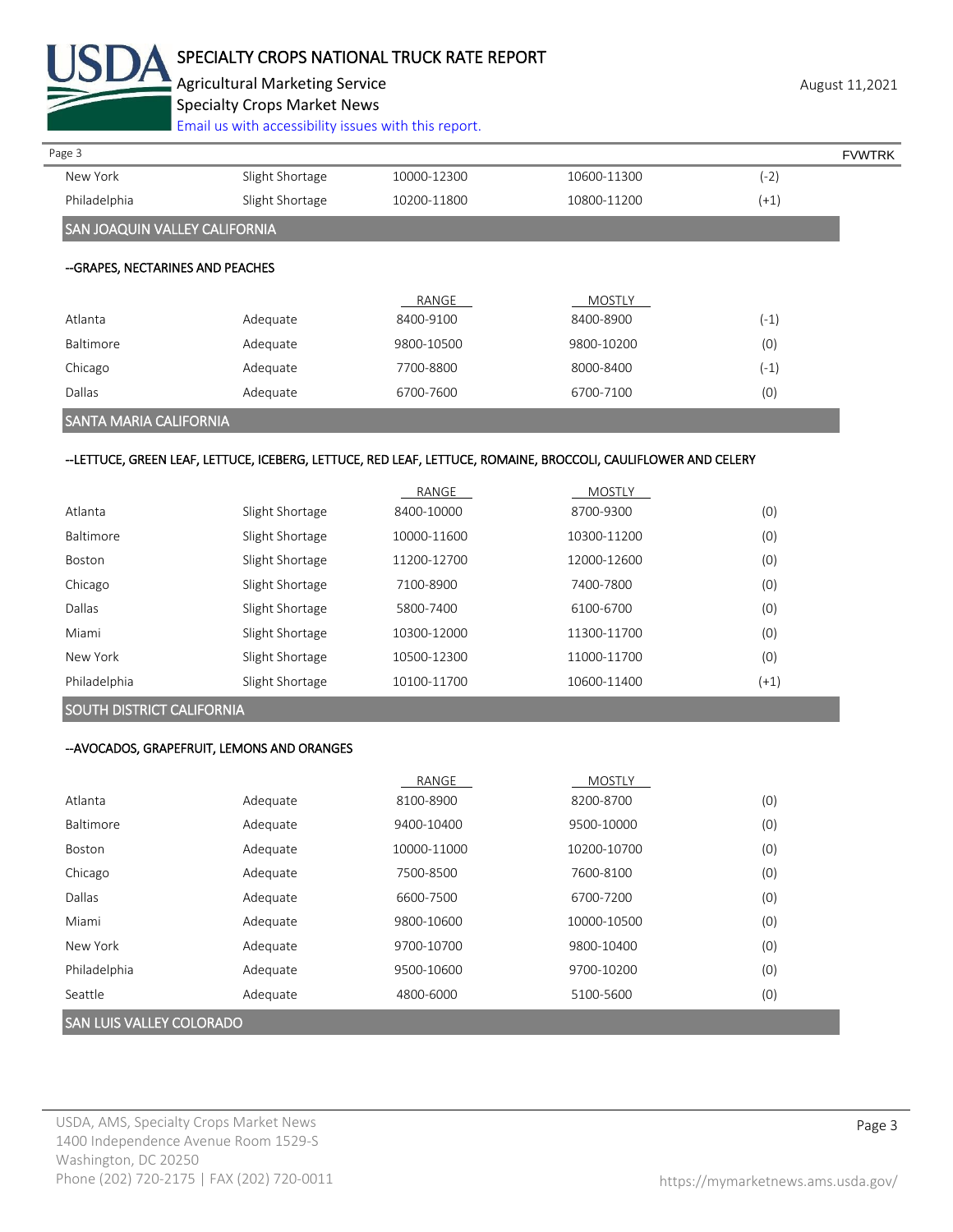| | | | | |
|---|---|---|---|---|
| New York | Slight Shortage | 10000-12300 | 10600-11300 | (-2) |
| Philadelphia | Slight Shortage | 10200-11800 | 10800-11200 | (+1) |

## SAN JOAQUIN VALLEY CALIFORNIA

### --GRAPES, NECTARINES AND PEACHES

| | | RANGE | MOSTLY | |
|---|---|---|---|---|
| Atlanta | Adequate | 8400-9100 | 8400-8900 | (-1) |
| Baltimore | Adequate | 9800-10500 | 9800-10200 | (0) |
| Chicago | Adequate | 7700-8800 | 8000-8400 | (-1) |
| Dallas | Adequate | 6700-7600 | 6700-7100 | (0) |

## SANTA MARIA CALIFORNIA

### --LETTUCE, GREEN LEAF, LETTUCE, ICEBERG, LETTUCE, RED LEAF, LETTUCE, ROMAINE, BROCCOLI, CAULIFLOWER AND CELERY

| | | RANGE | MOSTLY | |
|---|---|---|---|---|
| Atlanta | Slight Shortage | 8400-10000 | 8700-9300 | (0) |
| Baltimore | Slight Shortage | 10000-11600 | 10300-11200 | (0) |
| Boston | Slight Shortage | 11200-12700 | 12000-12600 | (0) |
| Chicago | Slight Shortage | 7100-8900 | 7400-7800 | (0) |
| Dallas | Slight Shortage | 5800-7400 | 6100-6700 | (0) |
| Miami | Slight Shortage | 10300-12000 | 11300-11700 | (0) |
| New York | Slight Shortage | 10500-12300 | 11000-11700 | (0) |
| Philadelphia | Slight Shortage | 10100-11700 | 10600-11400 | (+1) |

## SOUTH DISTRICT CALIFORNIA

### --AVOCADOS, GRAPEFRUIT, LEMONS AND ORANGES

| | | RANGE | MOSTLY | |
|---|---|---|---|---|
| Atlanta | Adequate | 8100-8900 | 8200-8700 | (0) |
| Baltimore | Adequate | 9400-10400 | 9500-10000 | (0) |
| Boston | Adequate | 10000-11000 | 10200-10700 | (0) |
| Chicago | Adequate | 7500-8500 | 7600-8100 | (0) |
| Dallas | Adequate | 6600-7500 | 6700-7200 | (0) |
| Miami | Adequate | 9800-10600 | 10000-10500 | (0) |
| New York | Adequate | 9700-10700 | 9800-10400 | (0) |
| Philadelphia | Adequate | 9500-10600 | 9700-10200 | (0) |
| Seattle | Adequate | 4800-6000 | 5100-5600 | (0) |

## SAN LUIS VALLEY COLORADO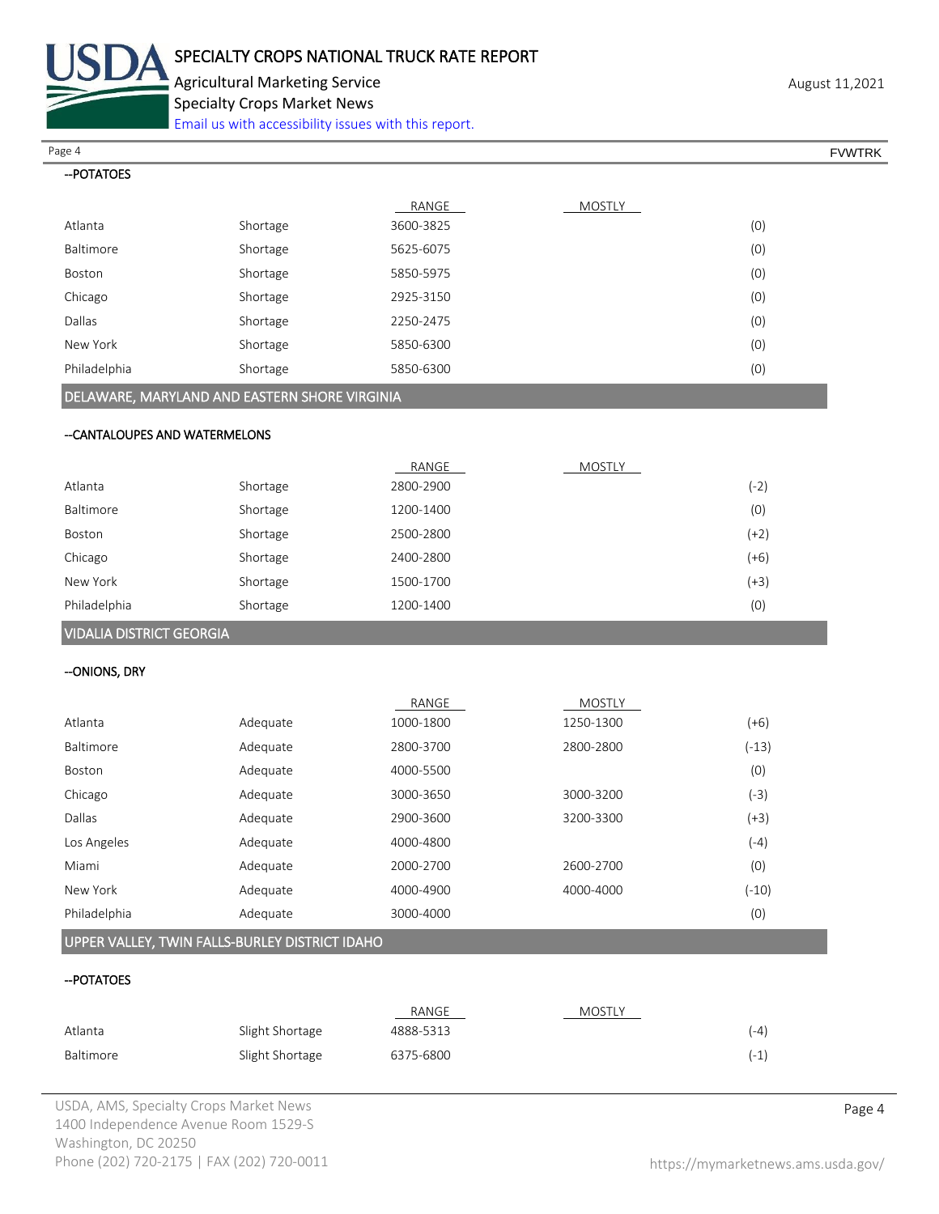--POTATOES

| | | RANGE | MOSTLY | |
|---|---|---|---|---|
| Atlanta | Shortage | 3600-3825 | | (0) |
| Baltimore | Shortage | 5625-6075 | | (0) |
| Boston | Shortage | 5850-5975 | | (0) |
| Chicago | Shortage | 2925-3150 | | (0) |
| Dallas | Shortage | 2250-2475 | | (0) |
| New York | Shortage | 5850-6300 | | (0) |
| Philadelphia | Shortage | 5850-6300 | | (0) |

## DELAWARE, MARYLAND AND EASTERN SHORE VIRGINIA

--CANTALOUPES AND WATERMELONS

| | | RANGE | MOSTLY | |
|---|---|---|---|---|
| Atlanta | Shortage | 2800-2900 | | (-2) |
| Baltimore | Shortage | 1200-1400 | | (0) |
| Boston | Shortage | 2500-2800 | | (+2) |
| Chicago | Shortage | 2400-2800 | | (+6) |
| New York | Shortage | 1500-1700 | | (+3) |
| Philadelphia | Shortage | 1200-1400 | | (0) |

## VIDALIA DISTRICT GEORGIA

--ONIONS, DRY

| | | RANGE | MOSTLY | |
|---|---|---|---|---|
| Atlanta | Adequate | 1000-1800 | 1250-1300 | (+6) |
| Baltimore | Adequate | 2800-3700 | 2800-2800 | (-13) |
| Boston | Adequate | 4000-5500 | | (0) |
| Chicago | Adequate | 3000-3650 | 3000-3200 | (-3) |
| Dallas | Adequate | 2900-3600 | 3200-3300 | (+3) |
| Los Angeles | Adequate | 4000-4800 | | (-4) |
| Miami | Adequate | 2000-2700 | 2600-2700 | (0) |
| New York | Adequate | 4000-4900 | 4000-4000 | (-10) |
| Philadelphia | Adequate | 3000-4000 | | (0) |

## UPPER VALLEY, TWIN FALLS-BURLEY DISTRICT IDAHO

--POTATOES

| | | RANGE | MOSTLY | |
|---|---|---|---|---|
| Atlanta | Slight Shortage | 4888-5313 | | (-4) |
| Baltimore | Slight Shortage | 6375-6800 | | (-1) |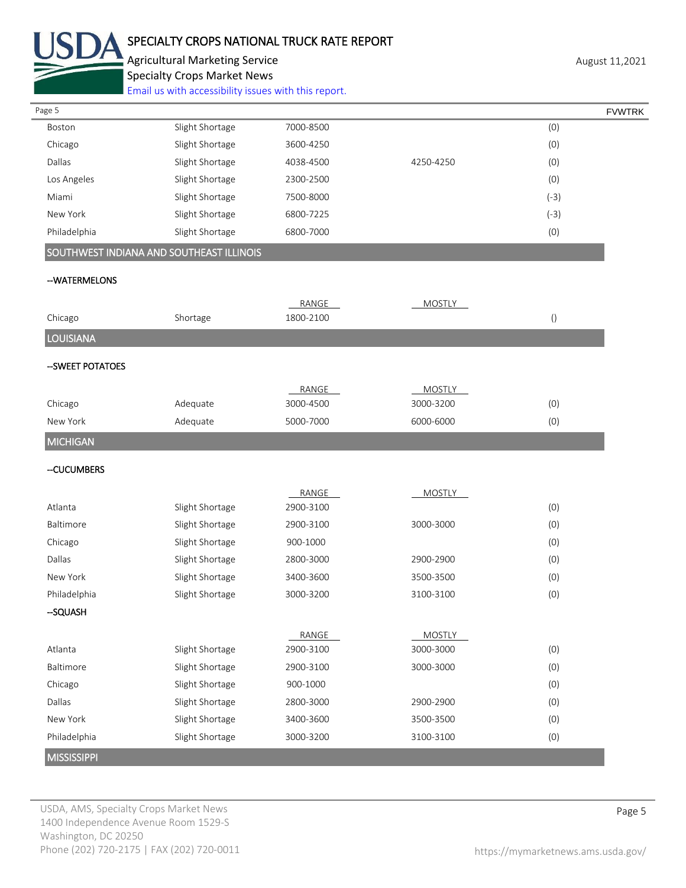| | | | | |
|---|---|---|---|---|
| Boston | Slight Shortage | 7000-8500 | | (0) |
| Chicago | Slight Shortage | 3600-4250 | | (0) |
| Dallas | Slight Shortage | 4038-4500 | 4250-4250 | (0) |
| Los Angeles | Slight Shortage | 2300-2500 | | (0) |
| Miami | Slight Shortage | 7500-8000 | | (-3) |
| New York | Slight Shortage | 6800-7225 | | (-3) |
| Philadelphia | Slight Shortage | 6800-7000 | | (0) |

## SOUTHWEST INDIANA AND SOUTHEAST ILLINOIS

--WATERMELONS

| | | RANGE | MOSTLY | |
|---|---|---|---|---|
| Chicago | Shortage | 1800-2100 | | () |

## LOUISIANA

--SWEET POTATOES

| | | RANGE | MOSTLY | |
|---|---|---|---|---|
| Chicago | Adequate | 3000-4500 | 3000-3200 | (0) |
| New York | Adequate | 5000-7000 | 6000-6000 | (0) |

## MICHIGAN

--CUCUMBERS

| | | RANGE | MOSTLY | |
|---|---|---|---|---|
| Atlanta | Slight Shortage | 2900-3100 | | (0) |
| Baltimore | Slight Shortage | 2900-3100 | 3000-3000 | (0) |
| Chicago | Slight Shortage | 900-1000 | | (0) |
| Dallas | Slight Shortage | 2800-3000 | 2900-2900 | (0) |
| New York | Slight Shortage | 3400-3600 | 3500-3500 | (0) |
| Philadelphia | Slight Shortage | 3000-3200 | 3100-3100 | (0) |

--SQUASH

| | | RANGE | MOSTLY | |
|---|---|---|---|---|
| Atlanta | Slight Shortage | 2900-3100 | 3000-3000 | (0) |
| Baltimore | Slight Shortage | 2900-3100 | 3000-3000 | (0) |
| Chicago | Slight Shortage | 900-1000 | | (0) |
| Dallas | Slight Shortage | 2800-3000 | 2900-2900 | (0) |
| New York | Slight Shortage | 3400-3600 | 3500-3500 | (0) |
| Philadelphia | Slight Shortage | 3000-3200 | 3100-3100 | (0) |

## MISSISSIPPI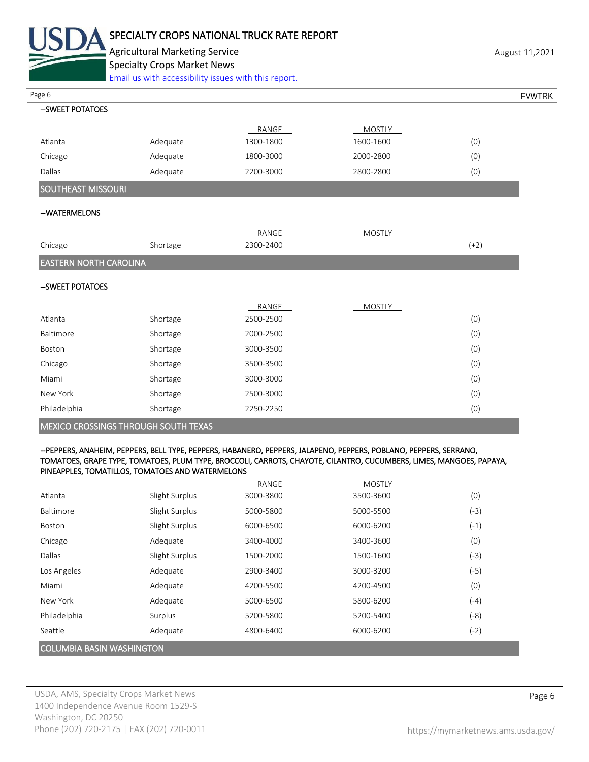--SWEET POTATOES

| | | RANGE | MOSTLY | |
|---|---|---|---|---|
| Atlanta | Adequate | 1300-1800 | 1600-1600 | (0) |
| Chicago | Adequate | 1800-3000 | 2000-2800 | (0) |
| Dallas | Adequate | 2200-3000 | 2800-2800 | (0) |

## SOUTHEAST MISSOURI

--WATERMELONS

| | | RANGE | MOSTLY | |
|---|---|---|---|---|
| Chicago | Shortage | 2300-2400 | | (+2) |

## EASTERN NORTH CAROLINA

--SWEET POTATOES

| | | RANGE | MOSTLY | |
|---|---|---|---|---|
| Atlanta | Shortage | 2500-2500 | | (0) |
| Baltimore | Shortage | 2000-2500 | | (0) |
| Boston | Shortage | 3000-3500 | | (0) |
| Chicago | Shortage | 3500-3500 | | (0) |
| Miami | Shortage | 3000-3000 | | (0) |
| New York | Shortage | 2500-3000 | | (0) |
| Philadelphia | Shortage | 2250-2250 | | (0) |

## MEXICO CROSSINGS THROUGH SOUTH TEXAS

--PEPPERS, ANAHEIM, PEPPERS, BELL TYPE, PEPPERS, HABANERO, PEPPERS, JALAPENO, PEPPERS, POBLANO, PEPPERS, SERRANO, TOMATOES, GRAPE TYPE, TOMATOES, PLUM TYPE, BROCCOLI, CARROTS, CHAYOTE, CILANTRO, CUCUMBERS, LIMES, MANGOES, PAPAYA, PINEAPPLES, TOMATILLOS, TOMATOES AND WATERMELONS

| | | RANGE | MOSTLY | |
|---|---|---|---|---|
| Atlanta | Slight Surplus | 3000-3800 | 3500-3600 | (0) |
| Baltimore | Slight Surplus | 5000-5800 | 5000-5500 | (-3) |
| Boston | Slight Surplus | 6000-6500 | 6000-6200 | (-1) |
| Chicago | Adequate | 3400-4000 | 3400-3600 | (0) |
| Dallas | Slight Surplus | 1500-2000 | 1500-1600 | (-3) |
| Los Angeles | Adequate | 2900-3400 | 3000-3200 | (-5) |
| Miami | Adequate | 4200-5500 | 4200-4500 | (0) |
| New York | Adequate | 5000-6500 | 5800-6200 | (-4) |
| Philadelphia | Surplus | 5200-5800 | 5200-5400 | (-8) |
| Seattle | Adequate | 4800-6400 | 6000-6200 | (-2) |

## COLUMBIA BASIN WASHINGTON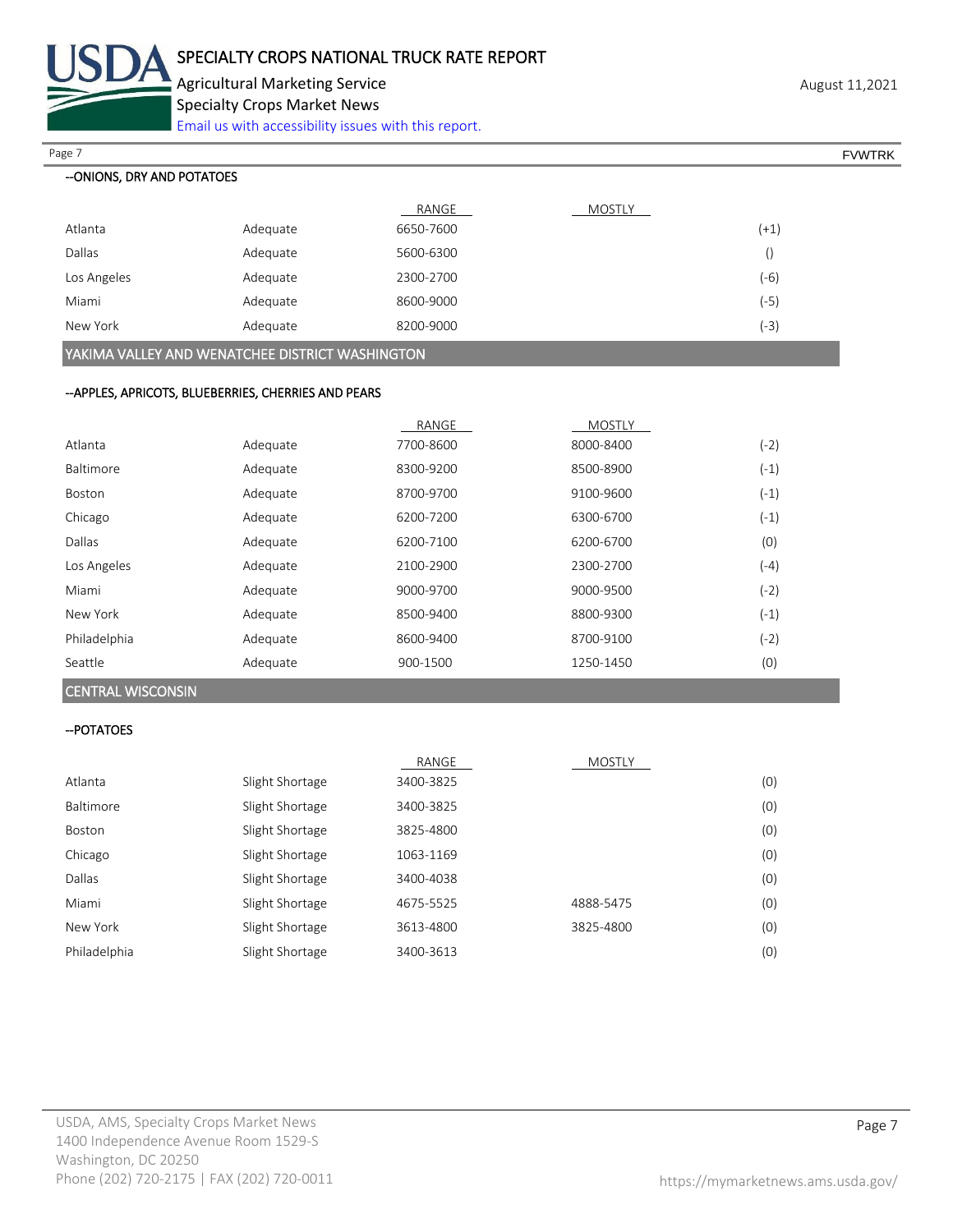--ONIONS, DRY AND POTATOES

| | | RANGE | MOSTLY | |
|---|---|---|---|---|
| Atlanta | Adequate | 6650-7600 | | (+1) |
| Dallas | Adequate | 5600-6300 | | () |
| Los Angeles | Adequate | 2300-2700 | | (-6) |
| Miami | Adequate | 8600-9000 | | (-5) |
| New York | Adequate | 8200-9000 | | (-3) |

## YAKIMA VALLEY AND WENATCHEE DISTRICT WASHINGTON

--APPLES, APRICOTS, BLUEBERRIES, CHERRIES AND PEARS

| | | RANGE | MOSTLY | |
|---|---|---|---|---|
| Atlanta | Adequate | 7700-8600 | 8000-8400 | (-2) |
| Baltimore | Adequate | 8300-9200 | 8500-8900 | (-1) |
| Boston | Adequate | 8700-9700 | 9100-9600 | (-1) |
| Chicago | Adequate | 6200-7200 | 6300-6700 | (-1) |
| Dallas | Adequate | 6200-7100 | 6200-6700 | (0) |
| Los Angeles | Adequate | 2100-2900 | 2300-2700 | (-4) |
| Miami | Adequate | 9000-9700 | 9000-9500 | (-2) |
| New York | Adequate | 8500-9400 | 8800-9300 | (-1) |
| Philadelphia | Adequate | 8600-9400 | 8700-9100 | (-2) |
| Seattle | Adequate | 900-1500 | 1250-1450 | (0) |

## CENTRAL WISCONSIN

--POTATOES

| | | RANGE | MOSTLY | |
|---|---|---|---|---|
| Atlanta | Slight Shortage | 3400-3825 | | (0) |
| Baltimore | Slight Shortage | 3400-3825 | | (0) |
| Boston | Slight Shortage | 3825-4800 | | (0) |
| Chicago | Slight Shortage | 1063-1169 | | (0) |
| Dallas | Slight Shortage | 3400-4038 | | (0) |
| Miami | Slight Shortage | 4675-5525 | 4888-5475 | (0) |
| New York | Slight Shortage | 3613-4800 | 3825-4800 | (0) |
| Philadelphia | Slight Shortage | 3400-3613 | | (0) |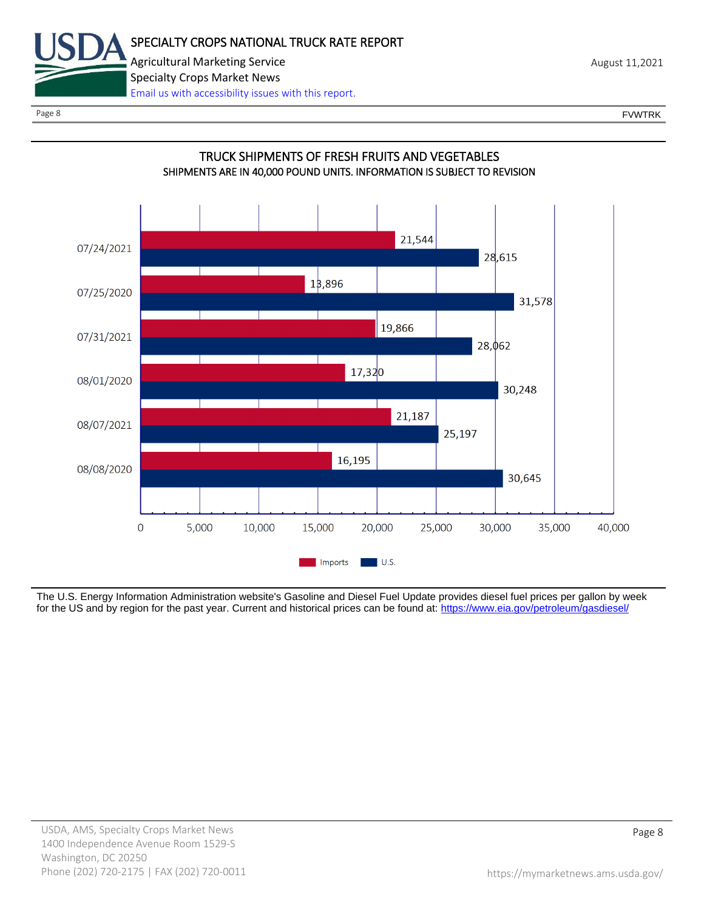## TRUCK SHIPMENTS OF FRESH FRUITS AND VEGETABLES

SHIPMENTS ARE IN 40,000 POUND UNITS. INFORMATION IS SUBJECT TO REVISION

07/24/2021
21,544
28,615

07/25/2020
13,896
31,578

07/31/2021
19,866
28,062

08/01/2020
17,320
30,248

08/07/2021
21,187
25,197

08/08/2020
16,195
30,645

0
5,000
10,000
15,000
20,000
25,000
30,000
35,000
40,000

Imports
U.S.

The U.S. Energy Information Administration website's Gasoline and Diesel Fuel Update provides diesel fuel prices per gallon by week for the US and by region for the past year. Current and historical prices can be found at: https://www.eia.gov/petroleum/gasdiesel/

USDA, AMS, Specialty Crops Market News
1400 Independence Avenue Room 1529-S
Washington, DC 20250
Phone (202) 720-2175 | FAX (202) 720-0011

https://mymarketnews.ams.usda.gov/